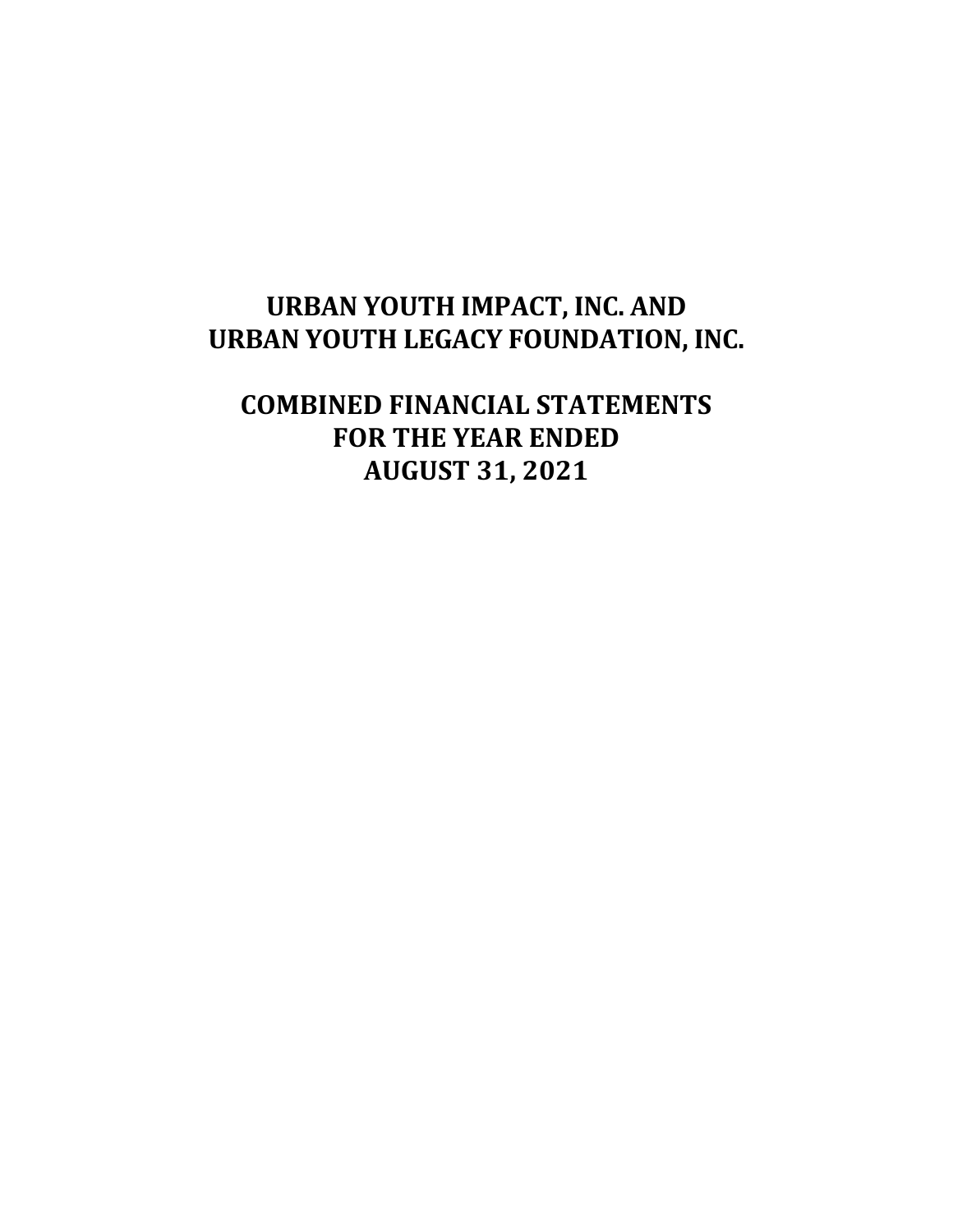# URBAN YOUTH IMPACT, INC. AND URBAN YOUTH LEGACY FOUNDATION, INC.

## COMBINED FINANCIAL STATEMENTS FOR THE YEAR ENDED AUGUST 31, 2021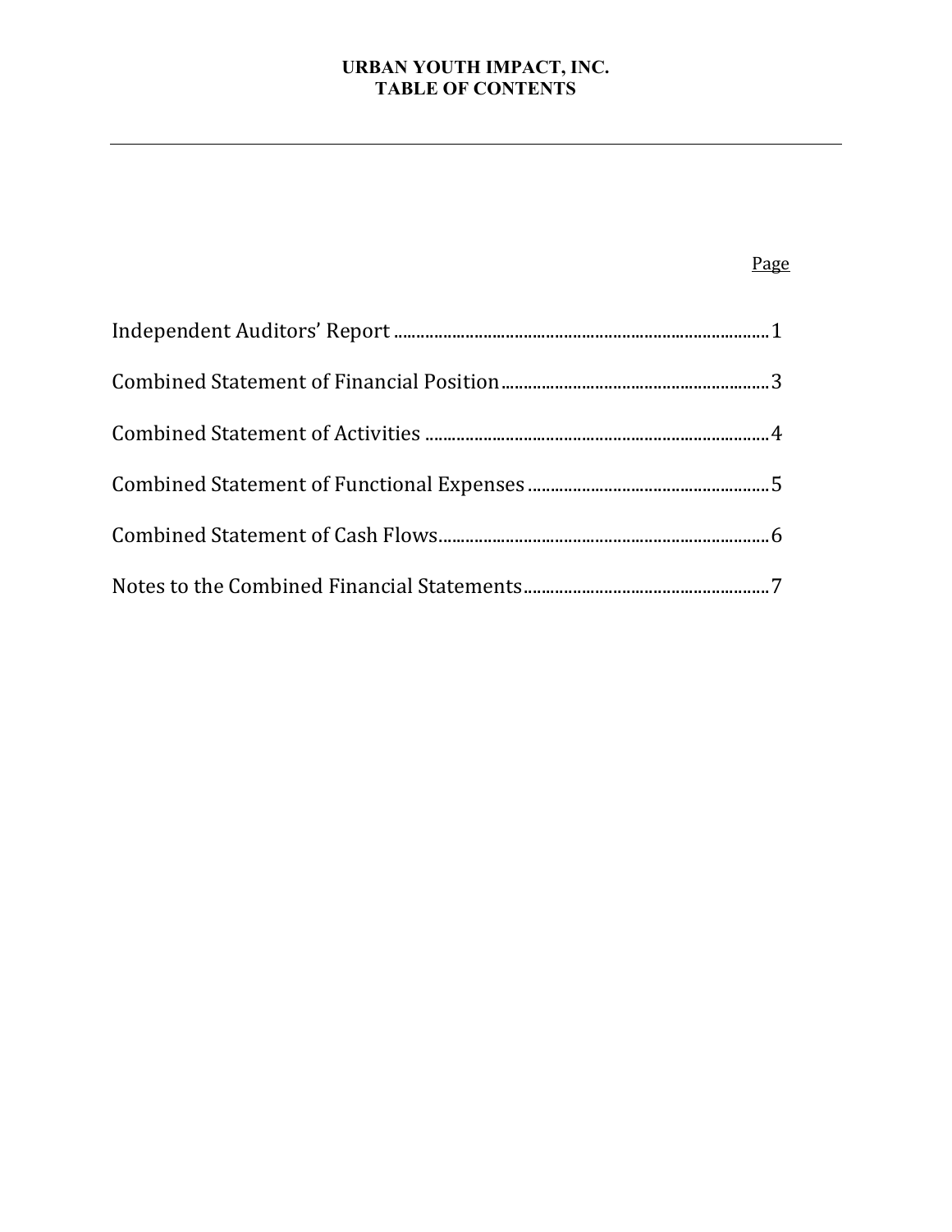# URBAN YOUTH IMPACT, INC.
## TABLE OF CONTENTS

| | Page |
|---|---|
| Independent Auditors' Report | 1 |
| Combined Statement of Financial Position | 3 |
| Combined Statement of Activities | 4 |
| Combined Statement of Functional Expenses | 5 |
| Combined Statement of Cash Flows | 6 |
| Notes to the Combined Financial Statements | 7 |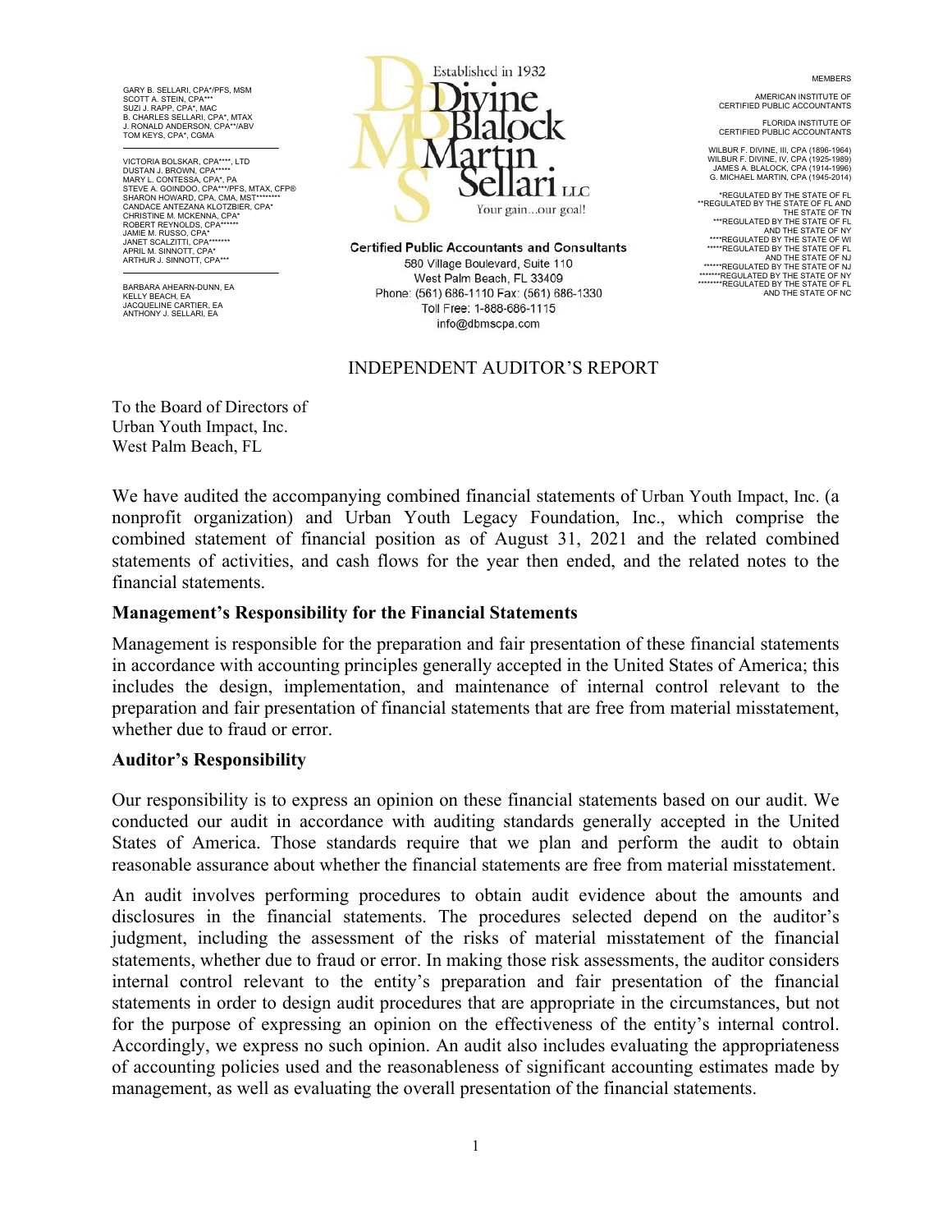GARY B. SELLARI, CPA*/PFS, MSM
SCOTT A. STEIN, CPA***
SUZI J. RAPP, CPA*, MAC
B. CHARLES SELLARI, CPA*, MTAX
J. RONALD ANDERSON, CPA**/ABV
TOM KEYS, CPA*, CGMA

VICTORIA BOLSKAR, CPA****, LTD
DUSTAN J. BROWN, CPA*****
MARY L. CONTESSA, CPA*, PA
STEVE A. GOINDOO, CPA***/PFS, MTAX, CFP®
SHARON HOWARD, CPA, CMA, MST********
CANDACE ANTEZANA KLOTZBIER, CPA*
CHRISTINE M. MCKENNA, CPA*
ROBERT REYNOLDS, CPA******
JAMIE M. RUSSO, CPA*
JANET SCALZITTI, CPA*******
APRIL M. SINNOTT, CPA*
ARTHUR J. SINNOTT, CPA***

BARBARA AHEARN-DUNN, EA
KELLY BEACH, EA
JACQUELINE CARTIER, EA
ANTHONY J. SELLARI, EA

Established in 1932
Divine Blalock Martin Sellari LLC
Your gain...our goal!

**Certified Public Accountants and Consultants**
580 Village Boulevard, Suite 110
West Palm Beach, FL 33409
Phone: (561) 686-1110 Fax: (561) 686-1330
Toll Free: 1-888-686-1115
info@dbmscpa.com

MEMBERS

AMERICAN INSTITUTE OF CERTIFIED PUBLIC ACCOUNTANTS

FLORIDA INSTITUTE OF CERTIFIED PUBLIC ACCOUNTANTS

WILBUR F. DIVINE, III, CPA (1896-1964)
WILBUR F. DIVINE, IV, CPA (1925-1989)
JAMES A. BLALOCK, CPA (1914-1996)
G. MICHAEL MARTIN, CPA (1945-2014)

*REGULATED BY THE STATE OF FL
**REGULATED BY THE STATE OF FL AND THE STATE OF TN
***REGULATED BY THE STATE OF FL AND THE STATE OF NY
****REGULATED BY THE STATE OF WI
*****REGULATED BY THE STATE OF FL AND THE STATE OF NJ
******REGULATED BY THE STATE OF NJ
*******REGULATED BY THE STATE OF NY
********REGULATED BY THE STATE OF FL AND THE STATE OF NC

# INDEPENDENT AUDITOR'S REPORT

To the Board of Directors of
Urban Youth Impact, Inc.
West Palm Beach, FL

We have audited the accompanying combined financial statements of Urban Youth Impact, Inc. (a nonprofit organization) and Urban Youth Legacy Foundation, Inc., which comprise the combined statement of financial position as of August 31, 2021 and the related combined statements of activities, and cash flows for the year then ended, and the related notes to the financial statements.

## Management's Responsibility for the Financial Statements

Management is responsible for the preparation and fair presentation of these financial statements in accordance with accounting principles generally accepted in the United States of America; this includes the design, implementation, and maintenance of internal control relevant to the preparation and fair presentation of financial statements that are free from material misstatement, whether due to fraud or error.

## Auditor's Responsibility

Our responsibility is to express an opinion on these financial statements based on our audit. We conducted our audit in accordance with auditing standards generally accepted in the United States of America. Those standards require that we plan and perform the audit to obtain reasonable assurance about whether the financial statements are free from material misstatement.

An audit involves performing procedures to obtain audit evidence about the amounts and disclosures in the financial statements. The procedures selected depend on the auditor's judgment, including the assessment of the risks of material misstatement of the financial statements, whether due to fraud or error. In making those risk assessments, the auditor considers internal control relevant to the entity's preparation and fair presentation of the financial statements in order to design audit procedures that are appropriate in the circumstances, but not for the purpose of expressing an opinion on the effectiveness of the entity's internal control. Accordingly, we express no such opinion. An audit also includes evaluating the appropriateness of accounting policies used and the reasonableness of significant accounting estimates made by management, as well as evaluating the overall presentation of the financial statements.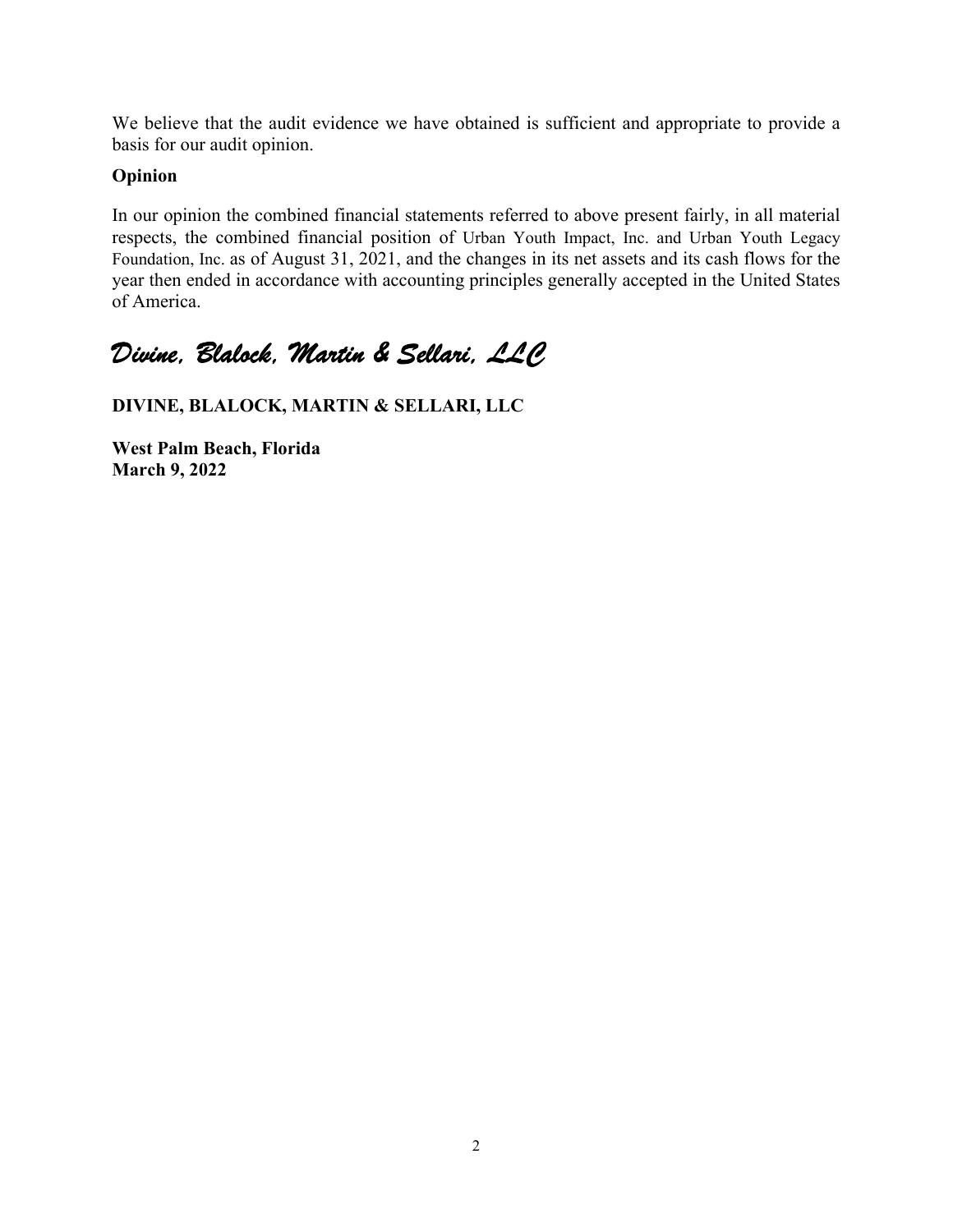We believe that the audit evidence we have obtained is sufficient and appropriate to provide a basis for our audit opinion.

**Opinion**

In our opinion the combined financial statements referred to above present fairly, in all material respects, the combined financial position of Urban Youth Impact, Inc. and Urban Youth Legacy Foundation, Inc. as of August 31, 2021, and the changes in its net assets and its cash flows for the year then ended in accordance with accounting principles generally accepted in the United States of America.

*Divine, Blalock, Martin & Sellari, LLC*

**DIVINE, BLALOCK, MARTIN & SELLARI, LLC**

**West Palm Beach, Florida**
**March 9, 2022**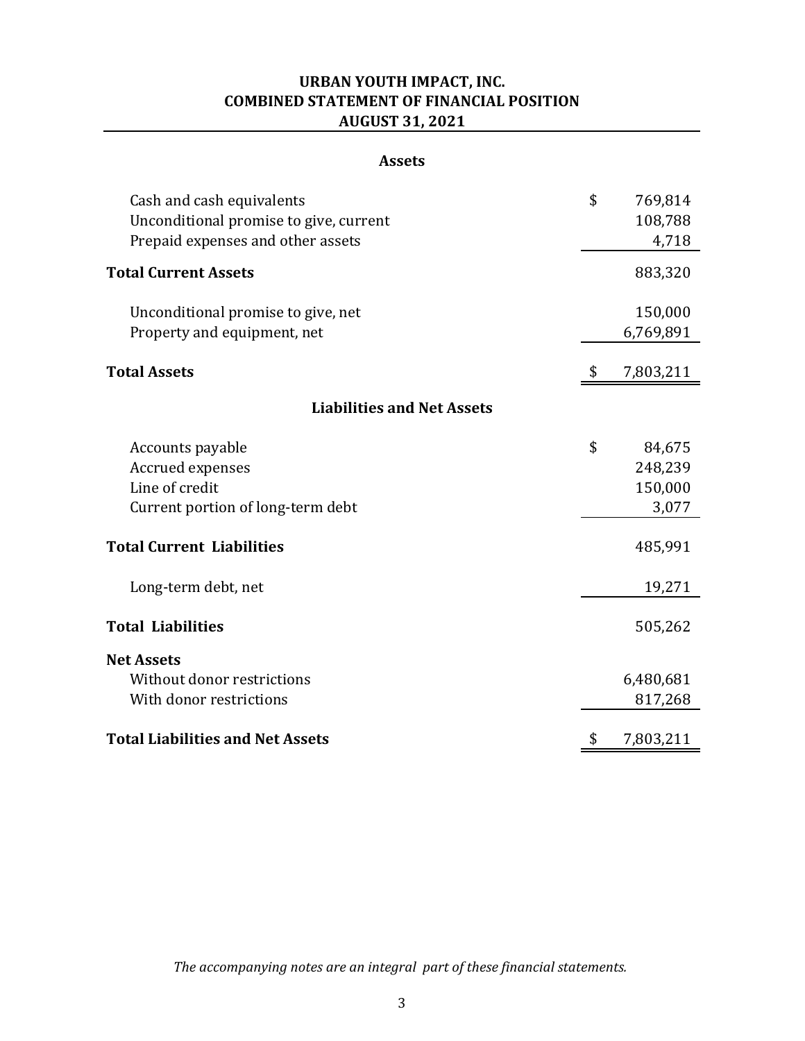# URBAN YOUTH IMPACT, INC.
## COMBINED STATEMENT OF FINANCIAL POSITION
### AUGUST 31, 2021

| **Assets** | |
|---|---|
| Cash and cash equivalents | $ 769,814 |
| Unconditional promise to give, current | 108,788 |
| Prepaid expenses and other assets | 4,718 |
| **Total Current Assets** | 883,320 |
| Unconditional promise to give, net | 150,000 |
| Property and equipment, net | 6,769,891 |
| **Total Assets** | $ 7,803,211 |
| **Liabilities and Net Assets** | |
| Accounts payable | $ 84,675 |
| Accrued expenses | 248,239 |
| Line of credit | 150,000 |
| Current portion of long-term debt | 3,077 |
| **Total Current Liabilities** | 485,991 |
| Long-term debt, net | 19,271 |
| **Total Liabilities** | 505,262 |
| **Net Assets** | |
| Without donor restrictions | 6,480,681 |
| With donor restrictions | 817,268 |
| **Total Liabilities and Net Assets** | $ 7,803,211 |

*The accompanying notes are an integral part of these financial statements.*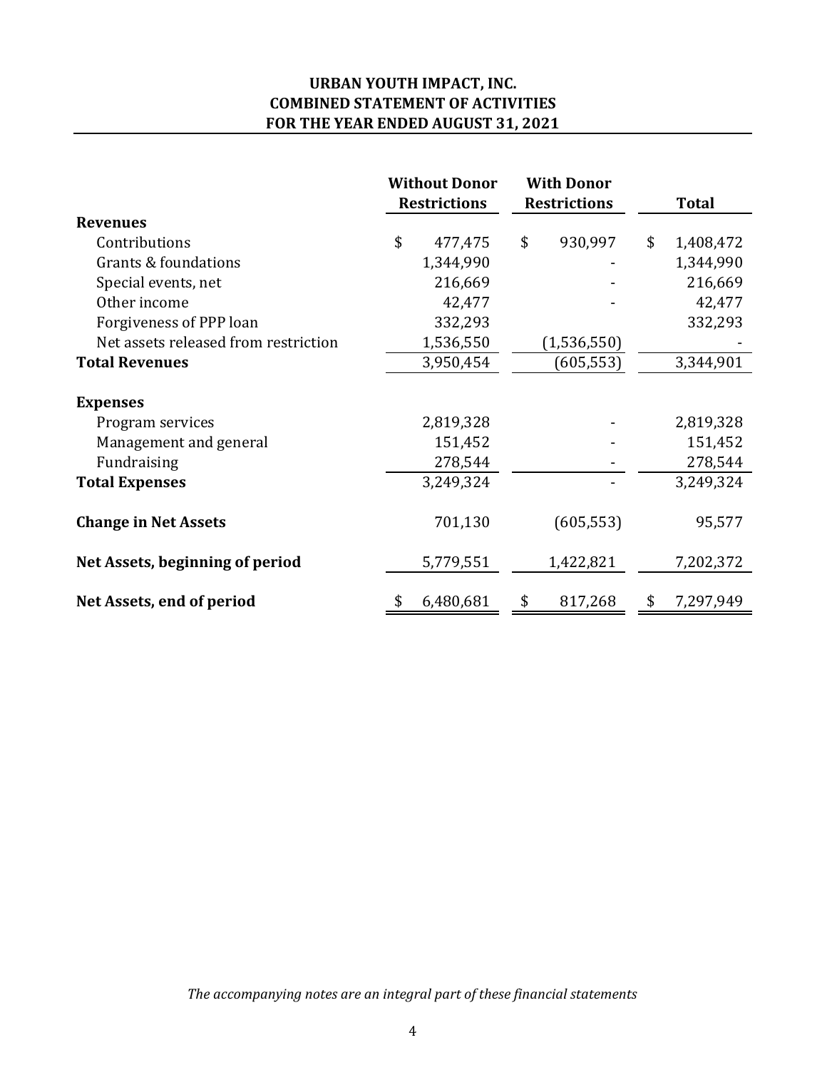# URBAN YOUTH IMPACT, INC.
## COMBINED STATEMENT OF ACTIVITIES
## FOR THE YEAR ENDED AUGUST 31, 2021

| | Without Donor Restrictions | With Donor Restrictions | Total |
|---|---|---|---|
| **Revenues** | | | |
| Contributions | $ 477,475 | $ 930,997 | $ 1,408,472 |
| Grants & foundations | 1,344,990 | - | 1,344,990 |
| Special events, net | 216,669 | - | 216,669 |
| Other income | 42,477 | - | 42,477 |
| Forgiveness of PPP loan | 332,293 | | 332,293 |
| Net assets released from restriction | 1,536,550 | (1,536,550) | - |
| **Total Revenues** | 3,950,454 | (605,553) | 3,344,901 |
| **Expenses** | | | |
| Program services | 2,819,328 | - | 2,819,328 |
| Management and general | 151,452 | - | 151,452 |
| Fundraising | 278,544 | - | 278,544 |
| **Total Expenses** | 3,249,324 | - | 3,249,324 |
| **Change in Net Assets** | 701,130 | (605,553) | 95,577 |
| **Net Assets, beginning of period** | 5,779,551 | 1,422,821 | 7,202,372 |
| **Net Assets, end of period** | $ 6,480,681 | $ 817,268 | $ 7,297,949 |

*The accompanying notes are an integral part of these financial statements*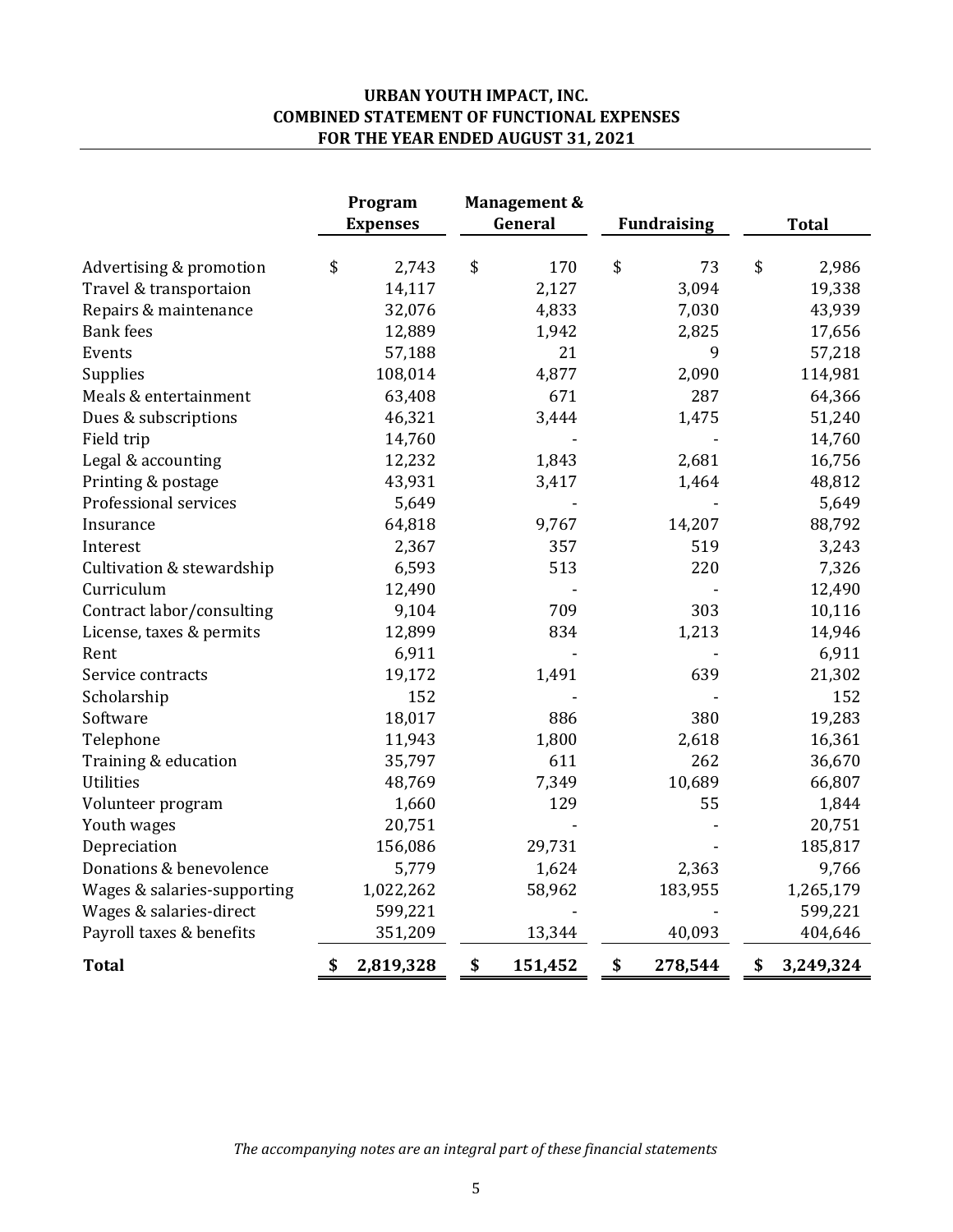# URBAN YOUTH IMPACT, INC.
## COMBINED STATEMENT OF FUNCTIONAL EXPENSES
## FOR THE YEAR ENDED AUGUST 31, 2021

| | Program Expenses | Management & General | Fundraising | Total |
|---|---|---|---|---|
| Advertising & promotion | $ 2,743 | $ 170 | $ 73 | $ 2,986 |
| Travel & transportaion | 14,117 | 2,127 | 3,094 | 19,338 |
| Repairs & maintenance | 32,076 | 4,833 | 7,030 | 43,939 |
| Bank fees | 12,889 | 1,942 | 2,825 | 17,656 |
| Events | 57,188 | 21 | 9 | 57,218 |
| Supplies | 108,014 | 4,877 | 2,090 | 114,981 |
| Meals & entertainment | 63,408 | 671 | 287 | 64,366 |
| Dues & subscriptions | 46,321 | 3,444 | 1,475 | 51,240 |
| Field trip | 14,760 | - | - | 14,760 |
| Legal & accounting | 12,232 | 1,843 | 2,681 | 16,756 |
| Printing & postage | 43,931 | 3,417 | 1,464 | 48,812 |
| Professional services | 5,649 | - | - | 5,649 |
| Insurance | 64,818 | 9,767 | 14,207 | 88,792 |
| Interest | 2,367 | 357 | 519 | 3,243 |
| Cultivation & stewardship | 6,593 | 513 | 220 | 7,326 |
| Curriculum | 12,490 | - | - | 12,490 |
| Contract labor/consulting | 9,104 | 709 | 303 | 10,116 |
| License, taxes & permits | 12,899 | 834 | 1,213 | 14,946 |
| Rent | 6,911 | - | - | 6,911 |
| Service contracts | 19,172 | 1,491 | 639 | 21,302 |
| Scholarship | 152 | - | - | 152 |
| Software | 18,017 | 886 | 380 | 19,283 |
| Telephone | 11,943 | 1,800 | 2,618 | 16,361 |
| Training & education | 35,797 | 611 | 262 | 36,670 |
| Utilities | 48,769 | 7,349 | 10,689 | 66,807 |
| Volunteer program | 1,660 | 129 | 55 | 1,844 |
| Youth wages | 20,751 | - | - | 20,751 |
| Depreciation | 156,086 | 29,731 | - | 185,817 |
| Donations & benevolence | 5,779 | 1,624 | 2,363 | 9,766 |
| Wages & salaries-supporting | 1,022,262 | 58,962 | 183,955 | 1,265,179 |
| Wages & salaries-direct | 599,221 | - | - | 599,221 |
| Payroll taxes & benefits | 351,209 | 13,344 | 40,093 | 404,646 |
| **Total** | **$ 2,819,328** | **$ 151,452** | **$ 278,544** | **$ 3,249,324** |

*The accompanying notes are an integral part of these financial statements*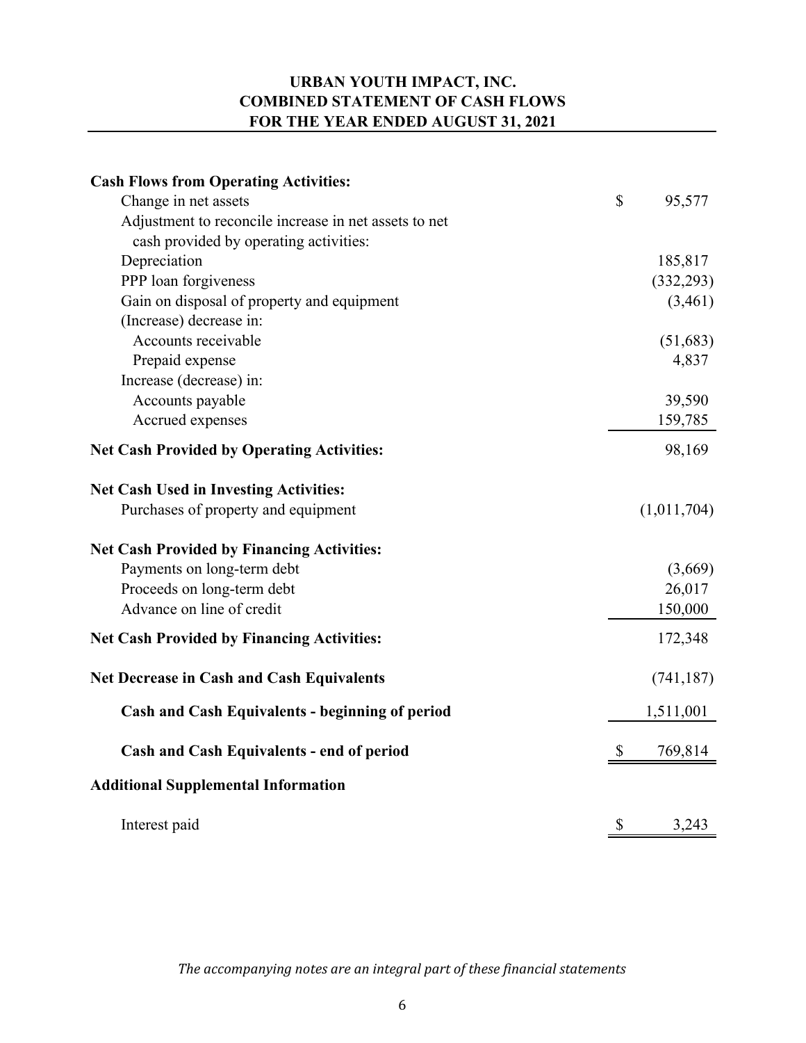# URBAN YOUTH IMPACT, INC.
## COMBINED STATEMENT OF CASH FLOWS
### FOR THE YEAR ENDED AUGUST 31, 2021

| | |
|---|---|
| **Cash Flows from Operating Activities:** | |
| Change in net assets | $ 95,577 |
| Adjustment to reconcile increase in net assets to net cash provided by operating activities: | |
| Depreciation | 185,817 |
| PPP loan forgiveness | (332,293) |
| Gain on disposal of property and equipment | (3,461) |
| (Increase) decrease in: | |
| Accounts receivable | (51,683) |
| Prepaid expense | 4,837 |
| Increase (decrease) in: | |
| Accounts payable | 39,590 |
| Accrued expenses | 159,785 |
| **Net Cash Provided by Operating Activities:** | 98,169 |
| **Net Cash Used in Investing Activities:** | |
| Purchases of property and equipment | (1,011,704) |
| **Net Cash Provided by Financing Activities:** | |
| Payments on long-term debt | (3,669) |
| Proceeds on long-term debt | 26,017 |
| Advance on line of credit | 150,000 |
| **Net Cash Provided by Financing Activities:** | 172,348 |
| **Net Decrease in Cash and Cash Equivalents** | (741,187) |
| **Cash and Cash Equivalents - beginning of period** | 1,511,001 |
| **Cash and Cash Equivalents - end of period** | $ 769,814 |
| **Additional Supplemental Information** | |
| Interest paid | $ 3,243 |

*The accompanying notes are an integral part of these financial statements*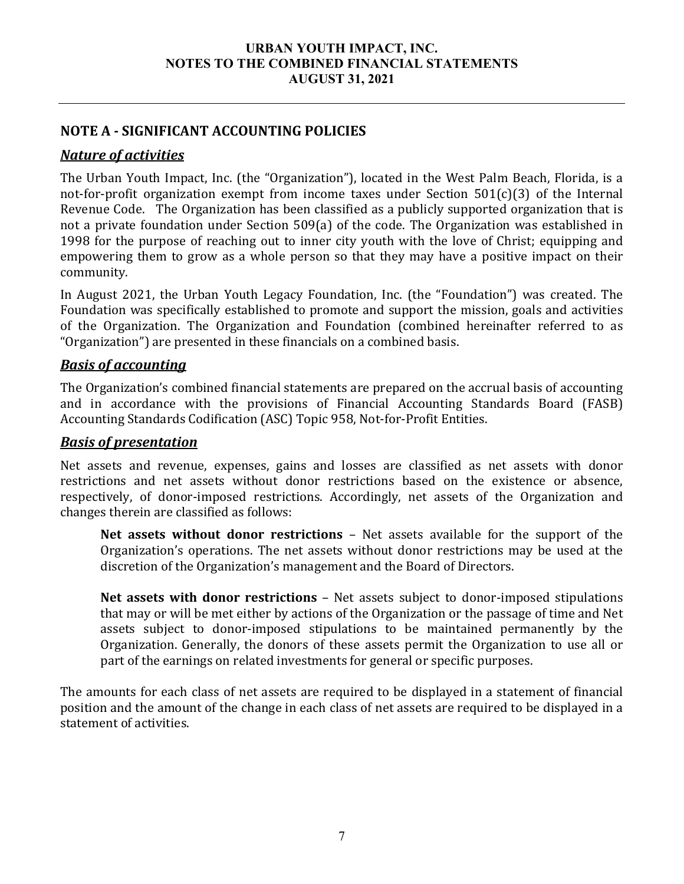## NOTE A - SIGNIFICANT ACCOUNTING POLICIES

### ***Nature of activities***

The Urban Youth Impact, Inc. (the "Organization"), located in the West Palm Beach, Florida, is a not-for-profit organization exempt from income taxes under Section 501(c)(3) of the Internal Revenue Code. The Organization has been classified as a publicly supported organization that is not a private foundation under Section 509(a) of the code. The Organization was established in 1998 for the purpose of reaching out to inner city youth with the love of Christ; equipping and empowering them to grow as a whole person so that they may have a positive impact on their community.

In August 2021, the Urban Youth Legacy Foundation, Inc. (the "Foundation") was created. The Foundation was specifically established to promote and support the mission, goals and activities of the Organization. The Organization and Foundation (combined hereinafter referred to as "Organization") are presented in these financials on a combined basis.

### ***Basis of accounting***

The Organization's combined financial statements are prepared on the accrual basis of accounting and in accordance with the provisions of Financial Accounting Standards Board (FASB) Accounting Standards Codification (ASC) Topic 958, Not-for-Profit Entities.

### ***Basis of presentation***

Net assets and revenue, expenses, gains and losses are classified as net assets with donor restrictions and net assets without donor restrictions based on the existence or absence, respectively, of donor-imposed restrictions. Accordingly, net assets of the Organization and changes therein are classified as follows:

> **Net assets without donor restrictions** – Net assets available for the support of the Organization's operations. The net assets without donor restrictions may be used at the discretion of the Organization's management and the Board of Directors.
>
> **Net assets with donor restrictions** – Net assets subject to donor-imposed stipulations that may or will be met either by actions of the Organization or the passage of time and Net assets subject to donor-imposed stipulations to be maintained permanently by the Organization. Generally, the donors of these assets permit the Organization to use all or part of the earnings on related investments for general or specific purposes.

The amounts for each class of net assets are required to be displayed in a statement of financial position and the amount of the change in each class of net assets are required to be displayed in a statement of activities.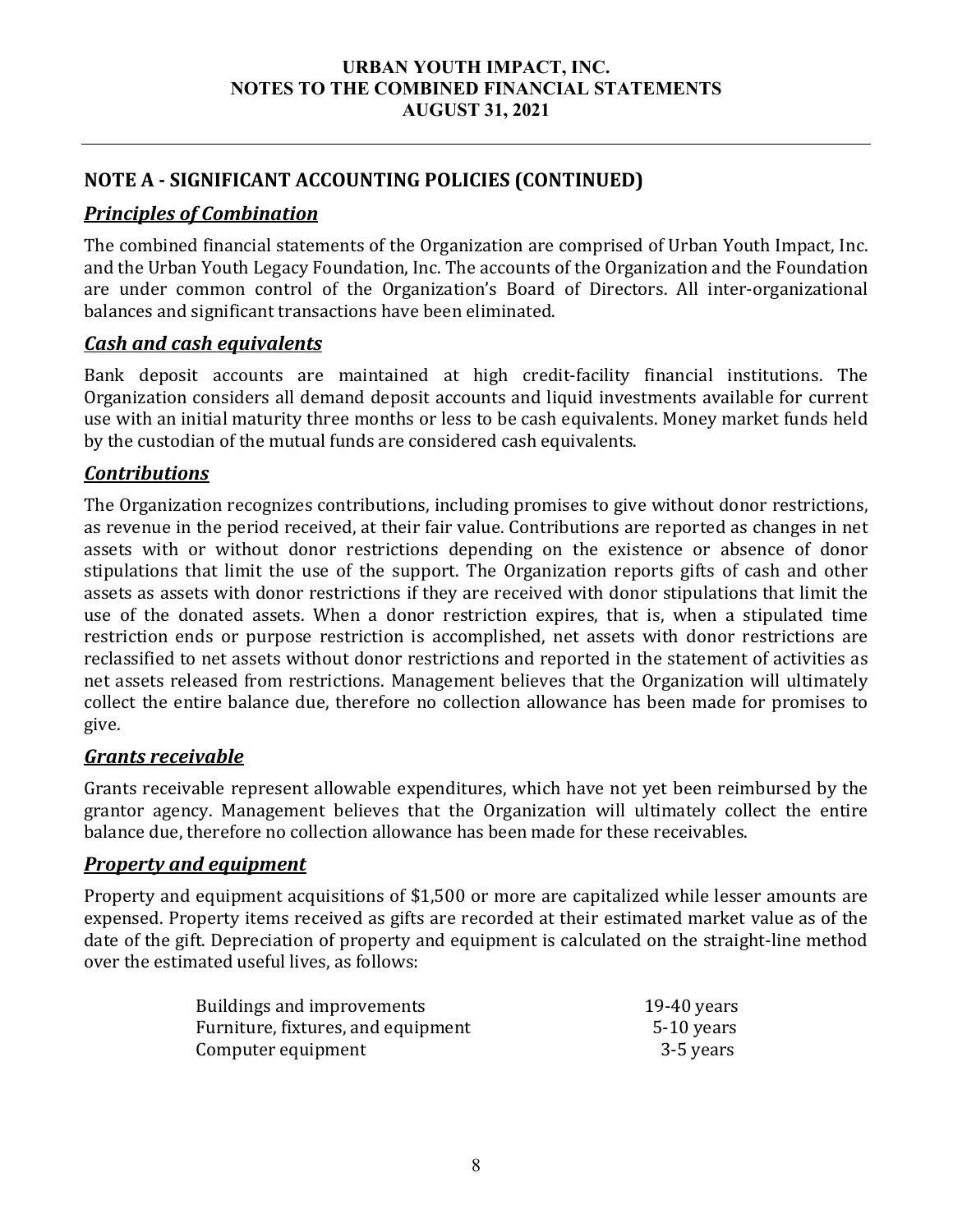## NOTE A - SIGNIFICANT ACCOUNTING POLICIES (CONTINUED)

### ***Principles of Combination***

The combined financial statements of the Organization are comprised of Urban Youth Impact, Inc. and the Urban Youth Legacy Foundation, Inc. The accounts of the Organization and the Foundation are under common control of the Organization's Board of Directors. All inter-organizational balances and significant transactions have been eliminated.

### ***Cash and cash equivalents***

Bank deposit accounts are maintained at high credit-facility financial institutions. The Organization considers all demand deposit accounts and liquid investments available for current use with an initial maturity three months or less to be cash equivalents. Money market funds held by the custodian of the mutual funds are considered cash equivalents.

### ***Contributions***

The Organization recognizes contributions, including promises to give without donor restrictions, as revenue in the period received, at their fair value. Contributions are reported as changes in net assets with or without donor restrictions depending on the existence or absence of donor stipulations that limit the use of the support. The Organization reports gifts of cash and other assets as assets with donor restrictions if they are received with donor stipulations that limit the use of the donated assets. When a donor restriction expires, that is, when a stipulated time restriction ends or purpose restriction is accomplished, net assets with donor restrictions are reclassified to net assets without donor restrictions and reported in the statement of activities as net assets released from restrictions. Management believes that the Organization will ultimately collect the entire balance due, therefore no collection allowance has been made for promises to give.

### ***Grants receivable***

Grants receivable represent allowable expenditures, which have not yet been reimbursed by the grantor agency. Management believes that the Organization will ultimately collect the entire balance due, therefore no collection allowance has been made for these receivables.

### ***Property and equipment***

Property and equipment acquisitions of $1,500 or more are capitalized while lesser amounts are expensed. Property items received as gifts are recorded at their estimated market value as of the date of the gift. Depreciation of property and equipment is calculated on the straight-line method over the estimated useful lives, as follows:

| | |
|---|---|
| Buildings and improvements | 19-40 years |
| Furniture, fixtures, and equipment | 5-10 years |
| Computer equipment | 3-5 years |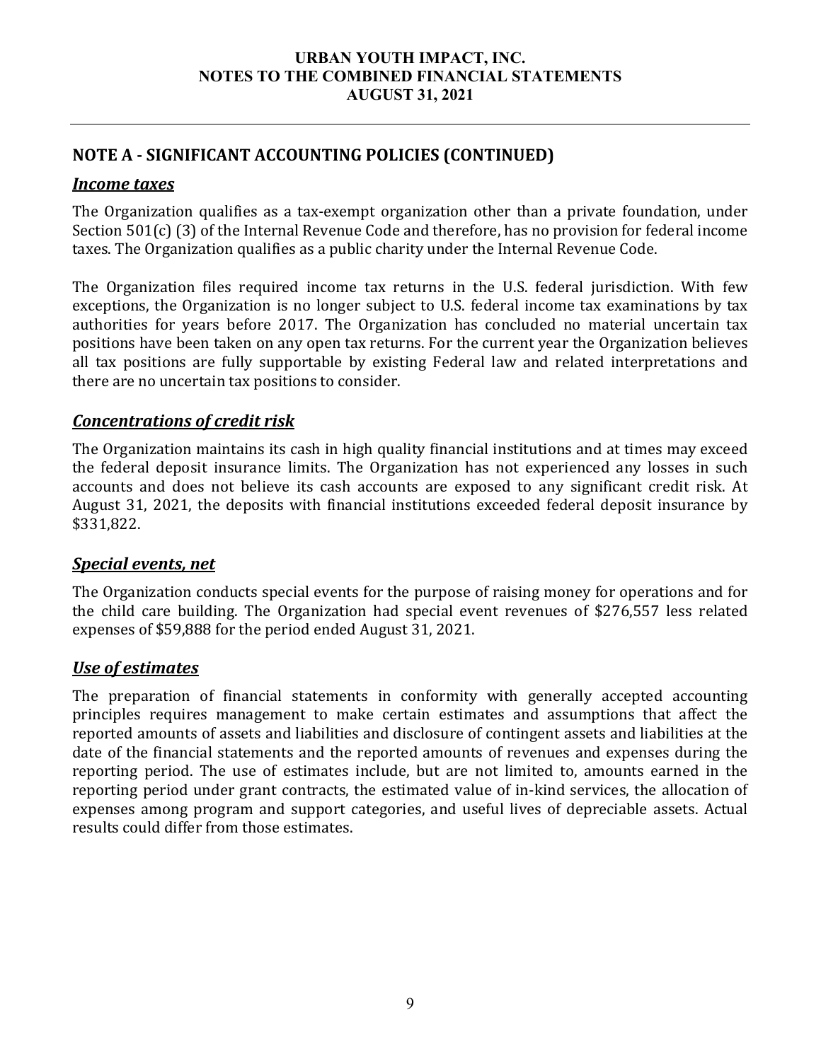## NOTE A - SIGNIFICANT ACCOUNTING POLICIES (CONTINUED)

### *Income taxes*

The Organization qualifies as a tax-exempt organization other than a private foundation, under Section 501(c) (3) of the Internal Revenue Code and therefore, has no provision for federal income taxes. The Organization qualifies as a public charity under the Internal Revenue Code.

The Organization files required income tax returns in the U.S. federal jurisdiction. With few exceptions, the Organization is no longer subject to U.S. federal income tax examinations by tax authorities for years before 2017. The Organization has concluded no material uncertain tax positions have been taken on any open tax returns. For the current year the Organization believes all tax positions are fully supportable by existing Federal law and related interpretations and there are no uncertain tax positions to consider.

### *Concentrations of credit risk*

The Organization maintains its cash in high quality financial institutions and at times may exceed the federal deposit insurance limits. The Organization has not experienced any losses in such accounts and does not believe its cash accounts are exposed to any significant credit risk. At August 31, 2021, the deposits with financial institutions exceeded federal deposit insurance by $331,822.

### *Special events, net*

The Organization conducts special events for the purpose of raising money for operations and for the child care building. The Organization had special event revenues of $276,557 less related expenses of $59,888 for the period ended August 31, 2021.

### *Use of estimates*

The preparation of financial statements in conformity with generally accepted accounting principles requires management to make certain estimates and assumptions that affect the reported amounts of assets and liabilities and disclosure of contingent assets and liabilities at the date of the financial statements and the reported amounts of revenues and expenses during the reporting period. The use of estimates include, but are not limited to, amounts earned in the reporting period under grant contracts, the estimated value of in-kind services, the allocation of expenses among program and support categories, and useful lives of depreciable assets. Actual results could differ from those estimates.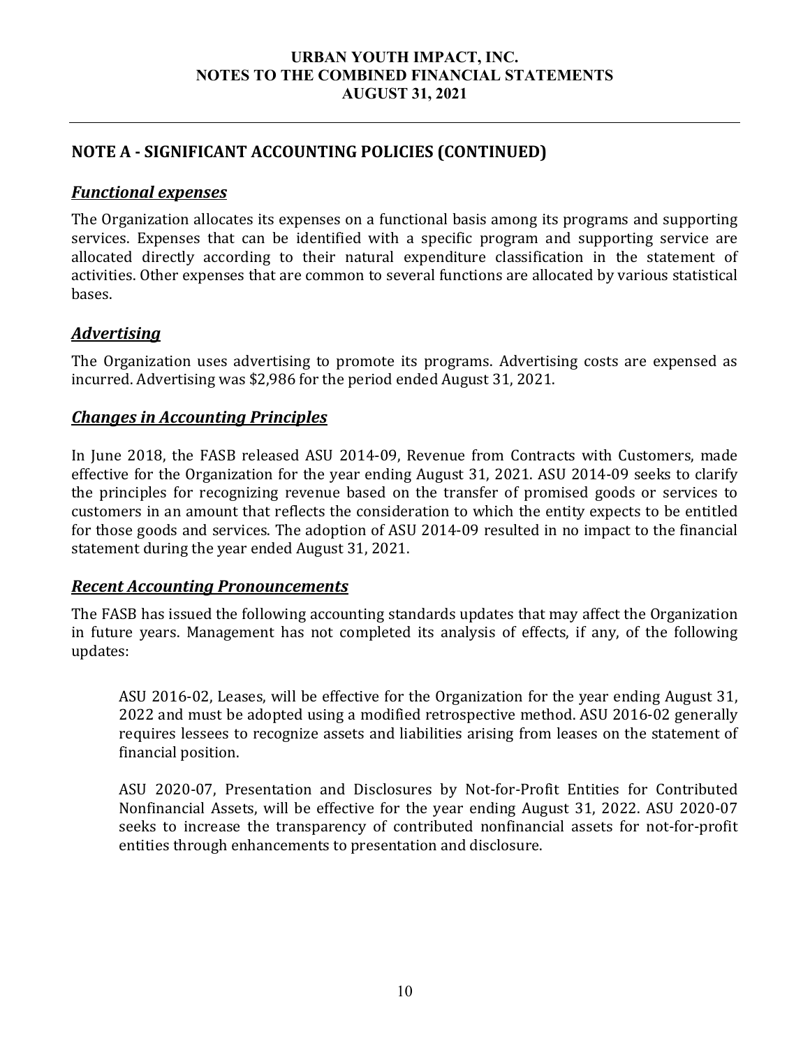## NOTE A - SIGNIFICANT ACCOUNTING POLICIES (CONTINUED)

### ***Functional expenses***

The Organization allocates its expenses on a functional basis among its programs and supporting services. Expenses that can be identified with a specific program and supporting service are allocated directly according to their natural expenditure classification in the statement of activities. Other expenses that are common to several functions are allocated by various statistical bases.

### ***Advertising***

The Organization uses advertising to promote its programs. Advertising costs are expensed as incurred. Advertising was $2,986 for the period ended August 31, 2021.

### ***Changes in Accounting Principles***

In June 2018, the FASB released ASU 2014-09, Revenue from Contracts with Customers, made effective for the Organization for the year ending August 31, 2021. ASU 2014-09 seeks to clarify the principles for recognizing revenue based on the transfer of promised goods or services to customers in an amount that reflects the consideration to which the entity expects to be entitled for those goods and services. The adoption of ASU 2014-09 resulted in no impact to the financial statement during the year ended August 31, 2021.

### ***Recent Accounting Pronouncements***

The FASB has issued the following accounting standards updates that may affect the Organization in future years. Management has not completed its analysis of effects, if any, of the following updates:

> ASU 2016-02, Leases, will be effective for the Organization for the year ending August 31, 2022 and must be adopted using a modified retrospective method. ASU 2016-02 generally requires lessees to recognize assets and liabilities arising from leases on the statement of financial position.
>
> ASU 2020-07, Presentation and Disclosures by Not-for-Profit Entities for Contributed Nonfinancial Assets, will be effective for the year ending August 31, 2022. ASU 2020-07 seeks to increase the transparency of contributed nonfinancial assets for not-for-profit entities through enhancements to presentation and disclosure.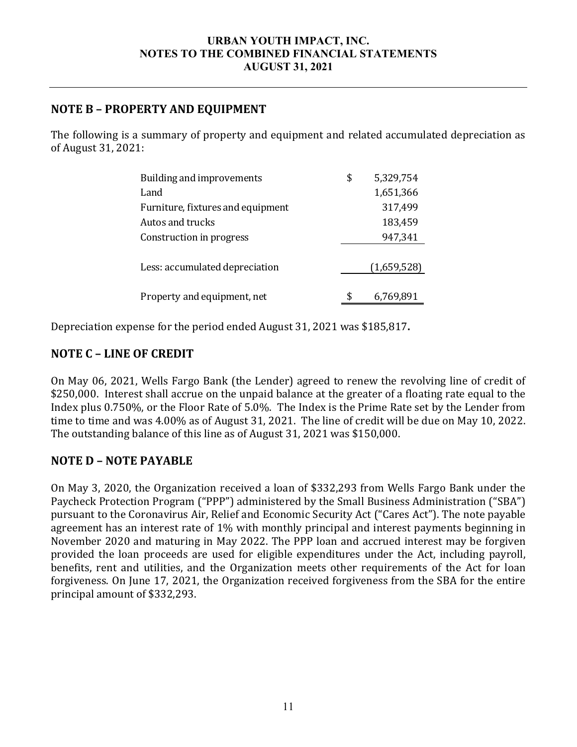## NOTE B – PROPERTY AND EQUIPMENT

The following is a summary of property and equipment and related accumulated depreciation as of August 31, 2021:

| | |
|---|---|
| Building and improvements | $ 5,329,754 |
| Land | 1,651,366 |
| Furniture, fixtures and equipment | 317,499 |
| Autos and trucks | 183,459 |
| Construction in progress | 947,341 |
| Less: accumulated depreciation | (1,659,528) |
| Property and equipment, net | $ 6,769,891 |

Depreciation expense for the period ended August 31, 2021 was $185,817**.**

## NOTE C – LINE OF CREDIT

On May 06, 2021, Wells Fargo Bank (the Lender) agreed to renew the revolving line of credit of $250,000. Interest shall accrue on the unpaid balance at the greater of a floating rate equal to the Index plus 0.750%, or the Floor Rate of 5.0%. The Index is the Prime Rate set by the Lender from time to time and was 4.00% as of August 31, 2021. The line of credit will be due on May 10, 2022. The outstanding balance of this line as of August 31, 2021 was $150,000.

## NOTE D – NOTE PAYABLE

On May 3, 2020, the Organization received a loan of $332,293 from Wells Fargo Bank under the Paycheck Protection Program ("PPP") administered by the Small Business Administration ("SBA") pursuant to the Coronavirus Air, Relief and Economic Security Act ("Cares Act"). The note payable agreement has an interest rate of 1% with monthly principal and interest payments beginning in November 2020 and maturing in May 2022. The PPP loan and accrued interest may be forgiven provided the loan proceeds are used for eligible expenditures under the Act, including payroll, benefits, rent and utilities, and the Organization meets other requirements of the Act for loan forgiveness. On June 17, 2021, the Organization received forgiveness from the SBA for the entire principal amount of $332,293.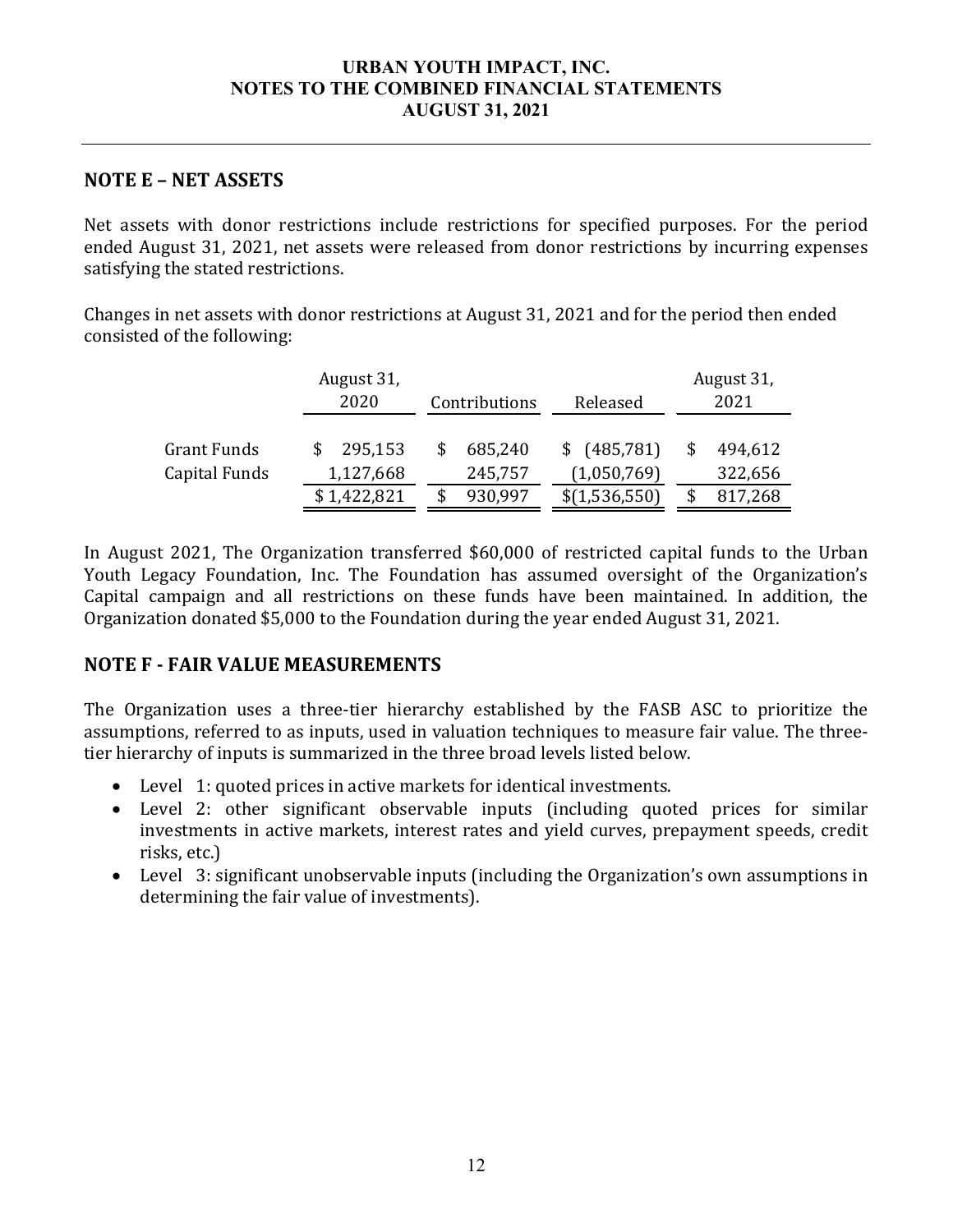## NOTE E – NET ASSETS

Net assets with donor restrictions include restrictions for specified purposes. For the period ended August 31, 2021, net assets were released from donor restrictions by incurring expenses satisfying the stated restrictions.

Changes in net assets with donor restrictions at August 31, 2021 and for the period then ended consisted of the following:

| | August 31, 2020 | Contributions | Released | August 31, 2021 |
|---|---|---|---|---|
| Grant Funds | $ 295,153 | $ 685,240 | $ (485,781) | $ 494,612 |
| Capital Funds | 1,127,668 | 245,757 | (1,050,769) | 322,656 |
| | $ 1,422,821 | $ 930,997 | $(1,536,550) | $ 817,268 |

In August 2021, The Organization transferred $60,000 of restricted capital funds to the Urban Youth Legacy Foundation, Inc. The Foundation has assumed oversight of the Organization's Capital campaign and all restrictions on these funds have been maintained. In addition, the Organization donated $5,000 to the Foundation during the year ended August 31, 2021.

## NOTE F - FAIR VALUE MEASUREMENTS

The Organization uses a three-tier hierarchy established by the FASB ASC to prioritize the assumptions, referred to as inputs, used in valuation techniques to measure fair value. The three-tier hierarchy of inputs is summarized in the three broad levels listed below.

- Level 1: quoted prices in active markets for identical investments.
- Level 2: other significant observable inputs (including quoted prices for similar investments in active markets, interest rates and yield curves, prepayment speeds, credit risks, etc.)
- Level 3: significant unobservable inputs (including the Organization's own assumptions in determining the fair value of investments).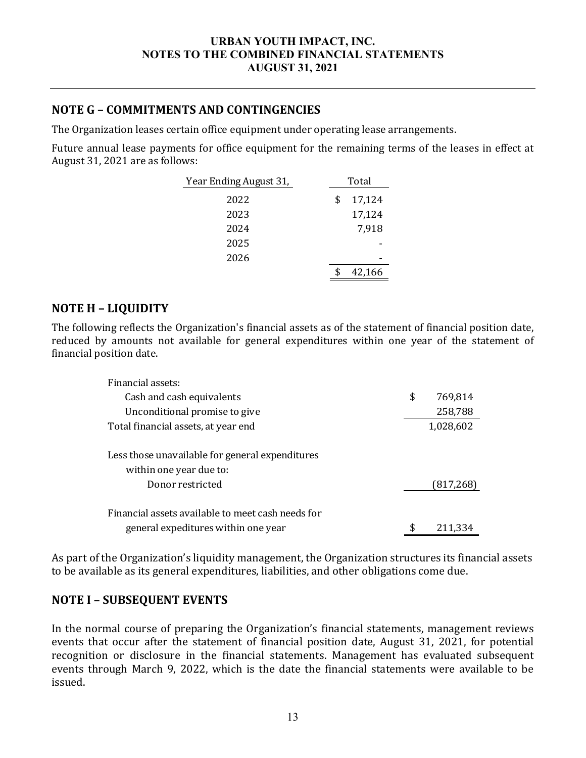## NOTE G – COMMITMENTS AND CONTINGENCIES

The Organization leases certain office equipment under operating lease arrangements.

Future annual lease payments for office equipment for the remaining terms of the leases in effect at August 31, 2021 are as follows:

| Year Ending August 31, | Total |
|---|---|
| 2022 | $ 17,124 |
| 2023 | 17,124 |
| 2024 | 7,918 |
| 2025 | - |
| 2026 | - |
| | $ 42,166 |

## NOTE H – LIQUIDITY

The following reflects the Organization's financial assets as of the statement of financial position date, reduced by amounts not available for general expenditures within one year of the statement of financial position date.

| | |
|---|---|
| Financial assets: | |
| Cash and cash equivalents | $ 769,814 |
| Unconditional promise to give | 258,788 |
| Total financial assets, at year end | 1,028,602 |
| Less those unavailable for general expenditures within one year due to: | |
| Donor restricted | (817,268) |
| Financial assets available to meet cash needs for general expeditures within one year | $ 211,334 |

As part of the Organization's liquidity management, the Organization structures its financial assets to be available as its general expenditures, liabilities, and other obligations come due.

## NOTE I – SUBSEQUENT EVENTS

In the normal course of preparing the Organization's financial statements, management reviews events that occur after the statement of financial position date, August 31, 2021, for potential recognition or disclosure in the financial statements. Management has evaluated subsequent events through March 9, 2022, which is the date the financial statements were available to be issued.